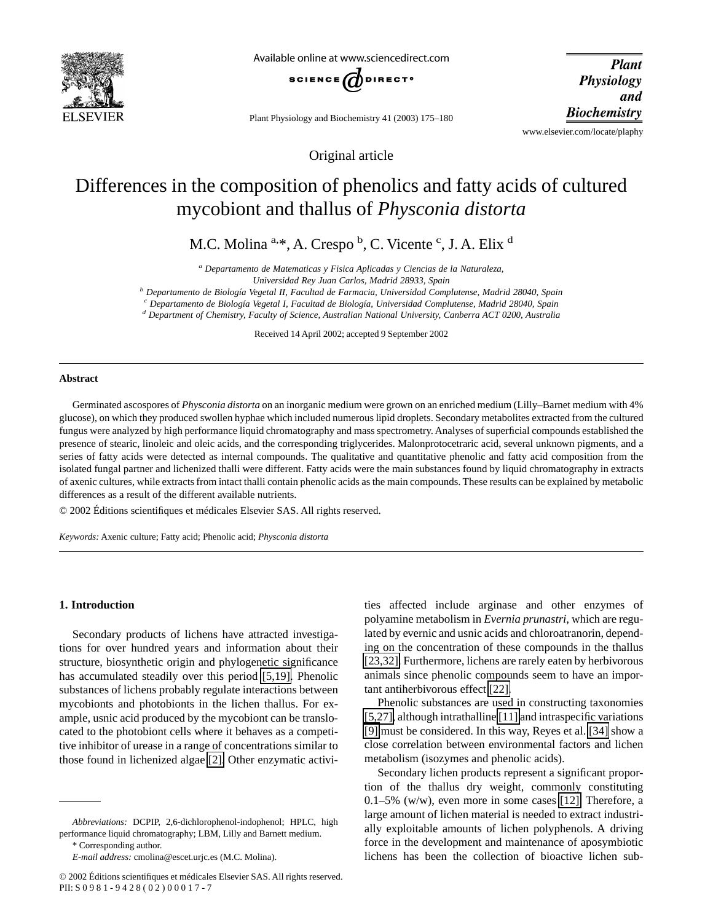Original article

# Differences in the composition of phenolics and fatty acids of cultured mycobiont and thallus of *Physconia distorta*

M.C. Molina [a,*], A. Crespo [b], C. Vicente [c], J. A. Elix [d]

[a] Departamento de Matematicas y Fisica Aplicadas y Ciencias de la Naturaleza, Universidad Rey Juan Carlos, Madrid 28933, Spain

[b] Departamento de Biología Vegetal II, Facultad de Farmacia, Universidad Complutense, Madrid 28040, Spain

[c] Departamento de Biología Vegetal I, Facultad de Biología, Universidad Complutense, Madrid 28040, Spain

[d] Department of Chemistry, Faculty of Science, Australian National University, Canberra ACT 0200, Australia

Received 14 April 2002; accepted 9 September 2002

## Abstract

Germinated ascospores of *Physconia distorta* on an inorganic medium were grown on an enriched medium (Lilly–Barnet medium with 4% glucose), on which they produced swollen hyphae which included numerous lipid droplets. Secondary metabolites extracted from the cultured fungus were analyzed by high performance liquid chromatography and mass spectrometry. Analyses of superficial compounds established the presence of stearic, linoleic and oleic acids, and the corresponding triglycerides. Malonprotocetraric acid, several unknown pigments, and a series of fatty acids were detected as internal compounds. The qualitative and quantitative phenolic and fatty acid composition from the isolated fungal partner and lichenized thalli were different. Fatty acids were the main substances found by liquid chromatography in extracts of axenic cultures, while extracts from intact thalli contain phenolic acids as the main compounds. These results can be explained by metabolic differences as a result of the different available nutrients.

© 2002 Éditions scientifiques et médicales Elsevier SAS. All rights reserved.

*Keywords:* Axenic culture; Fatty acid; Phenolic acid; *Physconia distorta*

## 1. Introduction

Secondary products of lichens have attracted investigations for over hundred years and information about their structure, biosynthetic origin and phylogenetic significance has accumulated steadily over this period [5,19]. Phenolic substances of lichens probably regulate interactions between mycobionts and photobionts in the lichen thallus. For example, usnic acid produced by the mycobiont can be translocated to the photobiont cells where it behaves as a competitive inhibitor of urease in a range of concentrations similar to those found in lichenized algae [2]. Other enzymatic activities affected include arginase and other enzymes of polyamine metabolism in *Evernia prunastri*, which are regulated by evernic and usnic acids and chloroatranorin, depending on the concentration of these compounds in the thallus [23,32]. Furthermore, lichens are rarely eaten by herbivorous animals since phenolic compounds seem to have an important antiherbivorous effect [22].

Phenolic substances are used in constructing taxonomies [5,27], although intrathalline [11] and intraspecific variations [9] must be considered. In this way, Reyes et al. [34] show a close correlation between environmental factors and lichen metabolism (isozymes and phenolic acids).

Secondary lichen products represent a significant proportion of the thallus dry weight, commonly constituting 0.1–5% (w/w), even more in some cases [12]. Therefore, a large amount of lichen material is needed to extract industrially exploitable amounts of lichen polyphenols. A driving force in the development and maintenance of aposymbiotic lichens has been the collection of bioactive lichen sub-

---

*Abbreviations:* DCPIP, 2,6-dichlorophenol-indophenol; HPLC, high performance liquid chromatography; LBM, Lilly and Barnett medium.

\* Corresponding author.

*E-mail address:* cmolina@escet.urjc.es (M.C. Molina).

© 2002 Éditions scientifiques et médicales Elsevier SAS. All rights reserved.
PII: S 0 9 8 1 - 9 4 2 8 ( 0 2 ) 0 0 0 1 7 - 7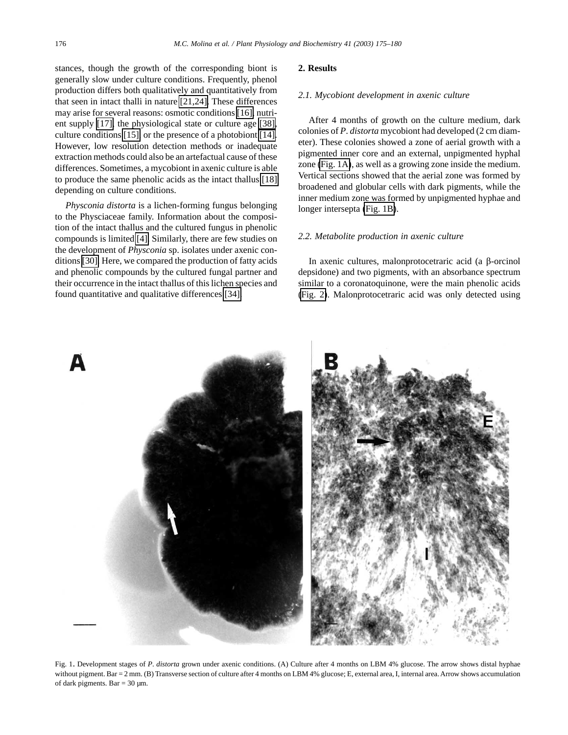stances, though the growth of the corresponding biont is generally slow under culture conditions. Frequently, phenol production differs both qualitatively and quantitatively from that seen in intact thalli in nature [21,24]. These differences may arise for several reasons: osmotic conditions [16], nutrient supply [17], the physiological state or culture age [38], culture conditions [15] or the presence of a photobiont [14]. However, low resolution detection methods or inadequate extraction methods could also be an artefactual cause of these differences. Sometimes, a mycobiont in axenic culture is able to produce the same phenolic acids as the intact thallus [18] depending on culture conditions.

*Physconia distorta* is a lichen-forming fungus belonging to the Physciaceae family. Information about the composition of the intact thallus and the cultured fungus in phenolic compounds is limited [4]. Similarly, there are few studies on the development of *Physconia* sp. isolates under axenic conditions [30]. Here, we compared the production of fatty acids and phenolic compounds by the cultured fungal partner and their occurrence in the intact thallus of this lichen species and found quantitative and qualitative differences [34].

## 2. Results

### 2.1. Mycobiont development in axenic culture

After 4 months of growth on the culture medium, dark colonies of *P. distorta* mycobiont had developed (2 cm diameter). These colonies showed a zone of aerial growth with a pigmented inner core and an external, unpigmented hyphal zone (Fig. 1A), as well as a growing zone inside the medium. Vertical sections showed that the aerial zone was formed by broadened and globular cells with dark pigments, while the inner medium zone was formed by unpigmented hyphae and longer intersepta (Fig. 1B).

### 2.2. Metabolite production in axenic culture

In axenic cultures, malonprotocetraric acid (a β-orcinol depsidone) and two pigments, with an absorbance spectrum similar to a coronatoquinone, were the main phenolic acids (Fig. 2). Malonprotocetraric acid was only detected using

Fig. 1. Development stages of *P. distorta* grown under axenic conditions. (A) Culture after 4 months on LBM 4% glucose. The arrow shows distal hyphae without pigment. Bar = 2 mm. (B) Transverse section of culture after 4 months on LBM 4% glucose; E, external area, I, internal area. Arrow shows accumulation of dark pigments. Bar = 30 μm.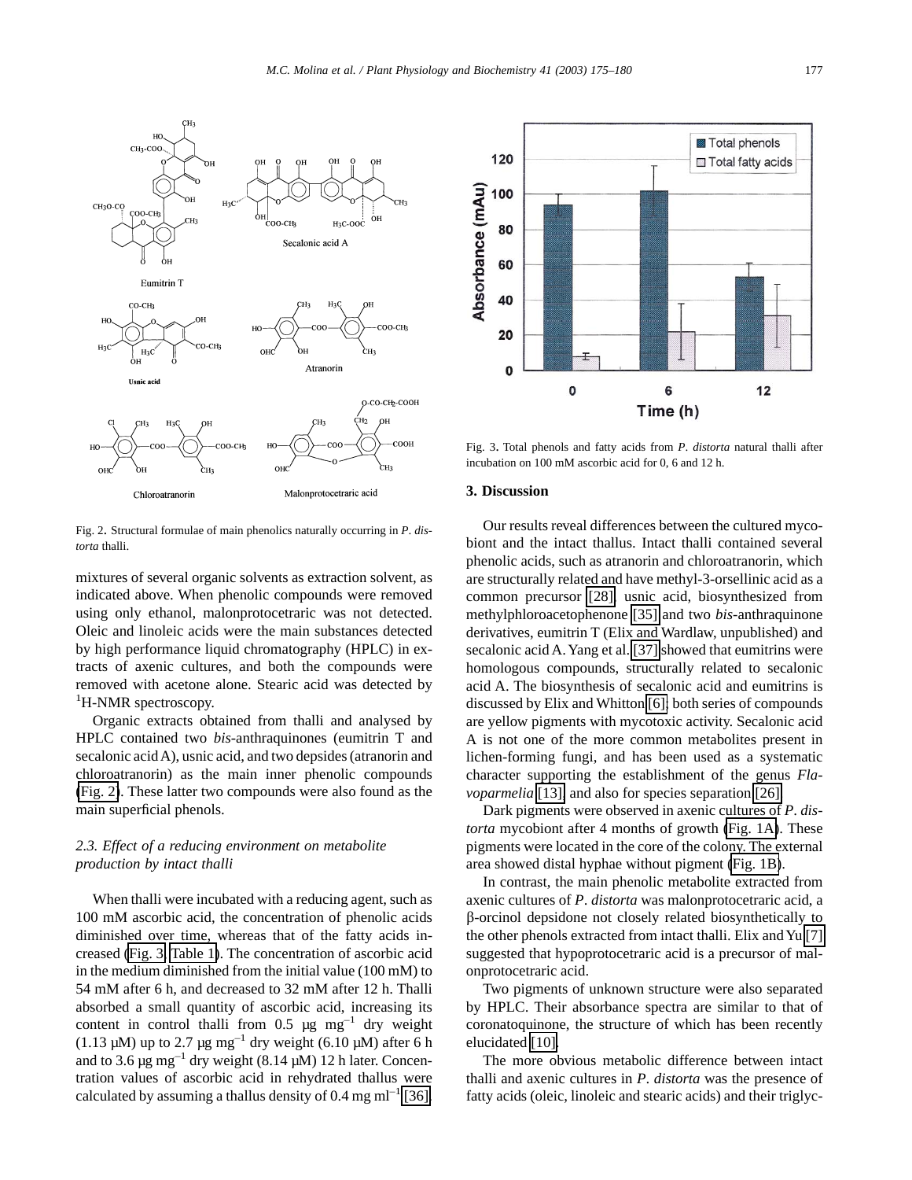Fig. 2. Structural formulae of main phenolics naturally occurring in *P. distorta* thalli.

mixtures of several organic solvents as extraction solvent, as indicated above. When phenolic compounds were removed using only ethanol, malonprotocetraric was not detected. Oleic and linoleic acids were the main substances detected by high performance liquid chromatography (HPLC) in extracts of axenic cultures, and both the compounds were removed with acetone alone. Stearic acid was detected by $^{1}$H-NMR spectroscopy.

Organic extracts obtained from thalli and analysed by HPLC contained two *bis*-anthraquinones (eumitrin T and secalonic acid A), usnic acid, and two depsides (atranorin and chloroatranorin) as the main inner phenolic compounds (Fig. 2). These latter two compounds were also found as the main superficial phenols.

### 2.3. Effect of a reducing environment on metabolite production by intact thalli

When thalli were incubated with a reducing agent, such as 100 mM ascorbic acid, the concentration of phenolic acids diminished over time, whereas that of the fatty acids increased (Fig. 3, Table 1). The concentration of ascorbic acid in the medium diminished from the initial value (100 mM) to 54 mM after 6 h, and decreased to 32 mM after 12 h. Thalli absorbed a small quantity of ascorbic acid, increasing its content in control thalli from 0.5 μg $mg^{-1}$ dry weight (1.13 μM) up to 2.7 μg $mg^{-1}$ dry weight (6.10 μM) after 6 h and to 3.6 μg $mg^{-1}$ dry weight (8.14 μM) 12 h later. Concentration values of ascorbic acid in rehydrated thallus were calculated by assuming a thallus density of 0.4 mg $ml^{-1}$ [36].

Fig. 3. Total phenols and fatty acids from *P. distorta* natural thalli after incubation on 100 mM ascorbic acid for 0, 6 and 12 h.

## 3. Discussion

Our results reveal differences between the cultured mycobiont and the intact thallus. Intact thalli contained several phenolic acids, such as atranorin and chloroatranorin, which are structurally related and have methyl-3-orsellinic acid as a common precursor [28], usnic acid, biosynthesized from methylphloroacetophenone [35] and two *bis*-anthraquinone derivatives, eumitrin T (Elix and Wardlaw, unpublished) and secalonic acid A. Yang et al. [37] showed that eumitrins were homologous compounds, structurally related to secalonic acid A. The biosynthesis of secalonic acid and eumitrins is discussed by Elix and Whitton [6]; both series of compounds are yellow pigments with mycotoxic activity. Secalonic acid A is not one of the more common metabolites present in lichen-forming fungi, and has been used as a systematic character supporting the establishment of the genus *Flavoparmelia* [13], and also for species separation [26].

Dark pigments were observed in axenic cultures of *P. distorta* mycobiont after 4 months of growth (Fig. 1A). These pigments were located in the core of the colony. The external area showed distal hyphae without pigment (Fig. 1B).

In contrast, the main phenolic metabolite extracted from axenic cultures of *P. distorta* was malonprotocetraric acid, a β-orcinol depsidone not closely related biosynthetically to the other phenols extracted from intact thalli. Elix and Yu [7] suggested that hypoprotocetraric acid is a precursor of malonprotocetraric acid.

Two pigments of unknown structure were also separated by HPLC. Their absorbance spectra are similar to that of coronatoquinone, the structure of which has been recently elucidated [10].

The more obvious metabolic difference between intact thalli and axenic cultures in *P. distorta* was the presence of fatty acids (oleic, linoleic and stearic acids) and their triglyc-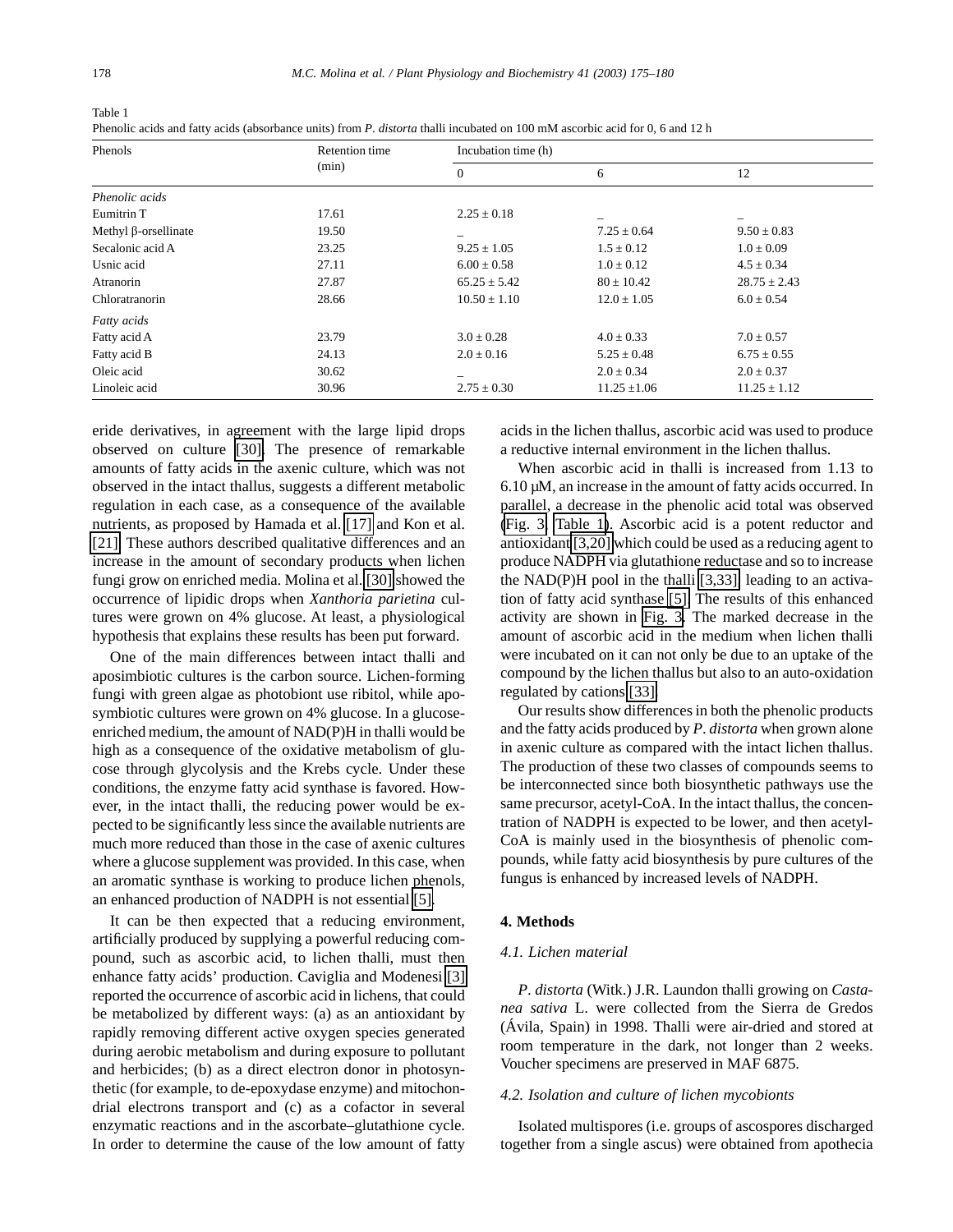Table 1

Phenolic acids and fatty acids (absorbance units) from *P. distorta* thalli incubated on 100 mM ascorbic acid for 0, 6 and 12 h

| Phenols | Retention time (min) | Incubation time (h) | | |
|---|---|---|---|---|
| | | 0 | 6 | 12 |
| *Phenolic acids* | | | | |
| Eumitrin T | 17.61 | 2.25 ± 0.18 | – | – |
| Methyl β-orsellinate | 19.50 | – | 7.25 ± 0.64 | 9.50 ± 0.83 |
| Secalonic acid A | 23.25 | 9.25 ± 1.05 | 1.5 ± 0.12 | 1.0 ± 0.09 |
| Usnic acid | 27.11 | 6.00 ± 0.58 | 1.0 ± 0.12 | 4.5 ± 0.34 |
| Atranorin | 27.87 | 65.25 ± 5.42 | 80 ± 10.42 | 28.75 ± 2.43 |
| Chloratranorin | 28.66 | 10.50 ± 1.10 | 12.0 ± 1.05 | 6.0 ± 0.54 |
| *Fatty acids* | | | | |
| Fatty acid A | 23.79 | 3.0 ± 0.28 | 4.0 ± 0.33 | 7.0 ± 0.57 |
| Fatty acid B | 24.13 | 2.0 ± 0.16 | 5.25 ± 0.48 | 6.75 ± 0.55 |
| Oleic acid | 30.62 | – | 2.0 ± 0.34 | 2.0 ± 0.37 |
| Linoleic acid | 30.96 | 2.75 ± 0.30 | 11.25 ±1.06 | 11.25 ± 1.12 |

eride derivatives, in agreement with the large lipid drops observed on culture [30]. The presence of remarkable amounts of fatty acids in the axenic culture, which was not observed in the intact thallus, suggests a different metabolic regulation in each case, as a consequence of the available nutrients, as proposed by Hamada et al. [17] and Kon et al. [21]. These authors described qualitative differences and an increase in the amount of secondary products when lichen fungi grow on enriched media. Molina et al. [30] showed the occurrence of lipidic drops when *Xanthoria parietina* cultures were grown on 4% glucose. At least, a physiological hypothesis that explains these results has been put forward.

One of the main differences between intact thalli and aposimbiotic cultures is the carbon source. Lichen-forming fungi with green algae as photobiont use ribitol, while aposymbiotic cultures were grown on 4% glucose. In a glucose-enriched medium, the amount of NAD(P)H in thalli would be high as a consequence of the oxidative metabolism of glucose through glycolysis and the Krebs cycle. Under these conditions, the enzyme fatty acid synthase is favored. However, in the intact thalli, the reducing power would be expected to be significantly less since the available nutrients are much more reduced than those in the case of axenic cultures where a glucose supplement was provided. In this case, when an aromatic synthase is working to produce lichen phenols, an enhanced production of NADPH is not essential [5].

It can be then expected that a reducing environment, artificially produced by supplying a powerful reducing compound, such as ascorbic acid, to lichen thalli, must then enhance fatty acids' production. Caviglia and Modenesi [3] reported the occurrence of ascorbic acid in lichens, that could be metabolized by different ways: (a) as an antioxidant by rapidly removing different active oxygen species generated during aerobic metabolism and during exposure to pollutant and herbicides; (b) as a direct electron donor in photosynthetic (for example, to de-epoxydase enzyme) and mitochondrial electrons transport and (c) as a cofactor in several enzymatic reactions and in the ascorbate–glutathione cycle. In order to determine the cause of the low amount of fatty acids in the lichen thallus, ascorbic acid was used to produce a reductive internal environment in the lichen thallus.

When ascorbic acid in thalli is increased from 1.13 to 6.10 μM, an increase in the amount of fatty acids occurred. In parallel, a decrease in the phenolic acid total was observed (Fig. 3, Table 1). Ascorbic acid is a potent reductor and antioxidant [3,20] which could be used as a reducing agent to produce NADPH via glutathione reductase and so to increase the NAD(P)H pool in the thalli [3,33], leading to an activation of fatty acid synthase [5]. The results of this enhanced activity are shown in Fig. 3. The marked decrease in the amount of ascorbic acid in the medium when lichen thalli were incubated on it can not only be due to an uptake of the compound by the lichen thallus but also to an auto-oxidation regulated by cations [33].

Our results show differences in both the phenolic products and the fatty acids produced by *P. distorta* when grown alone in axenic culture as compared with the intact lichen thallus. The production of these two classes of compounds seems to be interconnected since both biosynthetic pathways use the same precursor, acetyl-CoA. In the intact thallus, the concentration of NADPH is expected to be lower, and then acetyl-CoA is mainly used in the biosynthesis of phenolic compounds, while fatty acid biosynthesis by pure cultures of the fungus is enhanced by increased levels of NADPH.

## 4. Methods

### 4.1. Lichen material

*P. distorta* (Witk.) J.R. Laundon thalli growing on *Castanea sativa* L. were collected from the Sierra de Gredos (Ávila, Spain) in 1998. Thalli were air-dried and stored at room temperature in the dark, not longer than 2 weeks. Voucher specimens are preserved in MAF 6875.

### 4.2. Isolation and culture of lichen mycobionts

Isolated multispores (i.e. groups of ascospores discharged together from a single ascus) were obtained from apothecia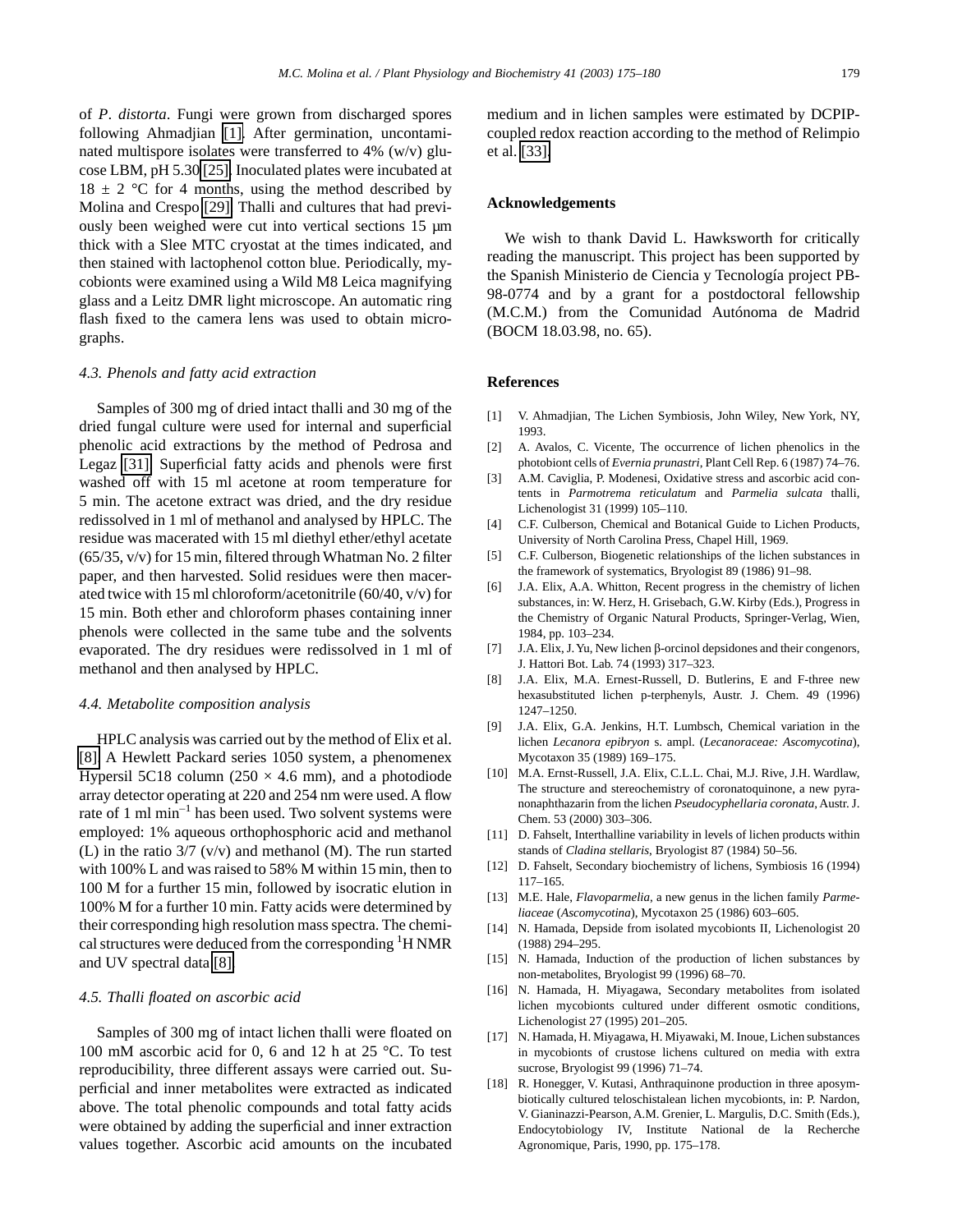of *P. distorta*. Fungi were grown from discharged spores following Ahmadjian [1]. After germination, uncontaminated multispore isolates were transferred to 4% (w/v) glucose LBM, pH 5.30 [25]. Inoculated plates were incubated at 18 ± 2 °C for 4 months, using the method described by Molina and Crespo [29]. Thalli and cultures that had previously been weighed were cut into vertical sections 15 μm thick with a Slee MTC cryostat at the times indicated, and then stained with lactophenol cotton blue. Periodically, mycobionts were examined using a Wild M8 Leica magnifying glass and a Leitz DMR light microscope. An automatic ring flash fixed to the camera lens was used to obtain micrographs.

### 4.3. Phenols and fatty acid extraction

Samples of 300 mg of dried intact thalli and 30 mg of the dried fungal culture were used for internal and superficial phenolic acid extractions by the method of Pedrosa and Legaz [31]. Superficial fatty acids and phenols were first washed off with 15 ml acetone at room temperature for 5 min. The acetone extract was dried, and the dry residue redissolved in 1 ml of methanol and analysed by HPLC. The residue was macerated with 15 ml diethyl ether/ethyl acetate (65/35, v/v) for 15 min, filtered through Whatman No. 2 filter paper, and then harvested. Solid residues were then macerated twice with 15 ml chloroform/acetonitrile (60/40, v/v) for 15 min. Both ether and chloroform phases containing inner phenols were collected in the same tube and the solvents evaporated. The dry residues were redissolved in 1 ml of methanol and then analysed by HPLC.

### 4.4. Metabolite composition analysis

HPLC analysis was carried out by the method of Elix et al. [8]. A Hewlett Packard series 1050 system, a phenomenex Hypersil 5C18 column (250 × 4.6 mm), and a photodiode array detector operating at 220 and 254 nm were used. A flow rate of 1 ml $min^{-1}$ has been used. Two solvent systems were employed: 1% aqueous orthophosphoric acid and methanol (L) in the ratio 3/7 (v/v) and methanol (M). The run started with 100% L and was raised to 58% M within 15 min, then to 100 M for a further 15 min, followed by isocratic elution in 100% M for a further 10 min. Fatty acids were determined by their corresponding high resolution mass spectra. The chemical structures were deduced from the corresponding $^{1}$H NMR and UV spectral data [8].

### 4.5. Thalli floated on ascorbic acid

Samples of 300 mg of intact lichen thalli were floated on 100 mM ascorbic acid for 0, 6 and 12 h at 25 °C. To test reproducibility, three different assays were carried out. Superficial and inner metabolites were extracted as indicated above. The total phenolic compounds and total fatty acids were obtained by adding the superficial and inner extraction values together. Ascorbic acid amounts on the incubated medium and in lichen samples were estimated by DCPIP-coupled redox reaction according to the method of Relimpio et al. [33].

## Acknowledgements

We wish to thank David L. Hawksworth for critically reading the manuscript. This project has been supported by the Spanish Ministerio de Ciencia y Tecnología project PB-98-0774 and by a grant for a postdoctoral fellowship (M.C.M.) from the Comunidad Autónoma de Madrid (BOCM 18.03.98, no. 65).

## References

[1] V. Ahmadjian, The Lichen Symbiosis, John Wiley, New York, NY, 1993.

[2] A. Avalos, C. Vicente, The occurrence of lichen phenolics in the photobiont cells of *Evernia prunastri*, Plant Cell Rep. 6 (1987) 74–76.

[3] A.M. Caviglia, P. Modenesi, Oxidative stress and ascorbic acid contents in *Parmotrema reticulatum* and *Parmelia sulcata* thalli, Lichenologist 31 (1999) 105–110.

[4] C.F. Culberson, Chemical and Botanical Guide to Lichen Products, University of North Carolina Press, Chapel Hill, 1969.

[5] C.F. Culberson, Biogenetic relationships of the lichen substances in the framework of systematics, Bryologist 89 (1986) 91–98.

[6] J.A. Elix, A.A. Whitton, Recent progress in the chemistry of lichen substances, in: W. Herz, H. Grisebach, G.W. Kirby (Eds.), Progress in the Chemistry of Organic Natural Products, Springer-Verlag, Wien, 1984, pp. 103–234.

[7] J.A. Elix, J. Yu, New lichen β-orcinol depsidones and their congenors, J. Hattori Bot. Lab. 74 (1993) 317–323.

[8] J.A. Elix, M.A. Ernest-Russell, D. Butlerins, E and F-three new hexasubstituted lichen p-terphenyls, Austr. J. Chem. 49 (1996) 1247–1250.

[9] J.A. Elix, G.A. Jenkins, H.T. Lumbsch, Chemical variation in the lichen *Lecanora epibryon* s. ampl. (*Lecanoraceae: Ascomycotina*), Mycotaxon 35 (1989) 169–175.

[10] M.A. Ernst-Russell, J.A. Elix, C.L.L. Chai, M.J. Rive, J.H. Wardlaw, The structure and stereochemistry of coronatoquinone, a new pyranonaphthazarin from the lichen *Pseudocyphellaria coronata*, Austr. J. Chem. 53 (2000) 303–306.

[11] D. Fahselt, Interthalline variability in levels of lichen products within stands of *Cladina stellaris*, Bryologist 87 (1984) 50–56.

[12] D. Fahselt, Secondary biochemistry of lichens, Symbiosis 16 (1994) 117–165.

[13] M.E. Hale, *Flavoparmelia*, a new genus in the lichen family *Parmeliaceae* (*Ascomycotina*), Mycotaxon 25 (1986) 603–605.

[14] N. Hamada, Depside from isolated mycobionts II, Lichenologist 20 (1988) 294–295.

[15] N. Hamada, Induction of the production of lichen substances by non-metabolites, Bryologist 99 (1996) 68–70.

[16] N. Hamada, H. Miyagawa, Secondary metabolites from isolated lichen mycobionts cultured under different osmotic conditions, Lichenologist 27 (1995) 201–205.

[17] N. Hamada, H. Miyagawa, H. Miyawaki, M. Inoue, Lichen substances in mycobionts of crustose lichens cultured on media with extra sucrose, Bryologist 99 (1996) 71–74.

[18] R. Honegger, V. Kutasi, Anthraquinone production in three aposymbiotically cultured teloschistalean lichen mycobionts, in: P. Nardon, V. Gianinazzi-Pearson, A.M. Grenier, L. Margulis, D.C. Smith (Eds.), Endocytobiology IV, Institute National de la Recherche Agronomique, Paris, 1990, pp. 175–178.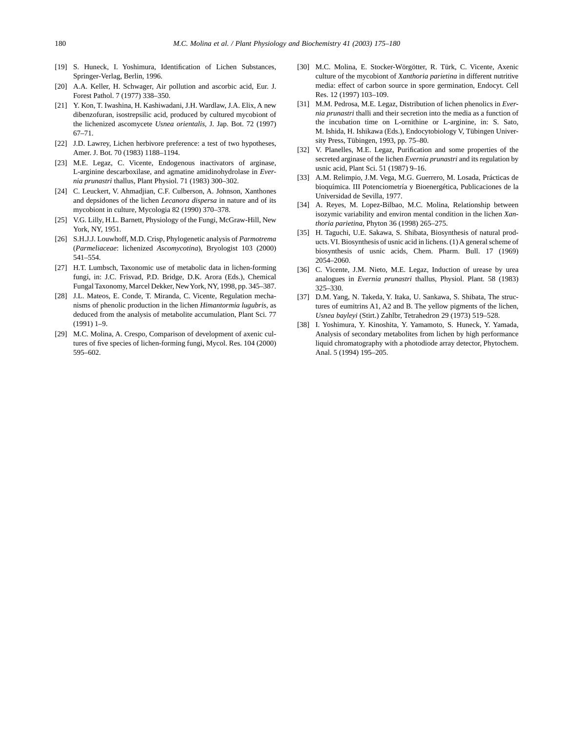[19] S. Huneck, I. Yoshimura, Identification of Lichen Substances, Springer-Verlag, Berlin, 1996.

[20] A.A. Keller, H. Schwager, Air pollution and ascorbic acid, Eur. J. Forest Pathol. 7 (1977) 338–350.

[21] Y. Kon, T. Iwashina, H. Kashiwadani, J.H. Wardlaw, J.A. Elix, A new dibenzofuran, isostrepsilic acid, produced by cultured mycobiont of the lichenized ascomycete *Usnea orientalis*, J. Jap. Bot. 72 (1997) 67–71.

[22] J.D. Lawrey, Lichen herbivore preference: a test of two hypotheses, Amer. J. Bot. 70 (1983) 1188–1194.

[23] M.E. Legaz, C. Vicente, Endogenous inactivators of arginase, L-arginine descarboxilase, and agmatine amidinohydrolase in *Evernia prunastri* thallus, Plant Physiol. 71 (1983) 300–302.

[24] C. Leuckert, V. Ahmadjian, C.F. Culberson, A. Johnson, Xanthones and depsidones of the lichen *Lecanora dispersa* in nature and of its mycobiont in culture, Mycologia 82 (1990) 370–378.

[25] V.G. Lilly, H.L. Barnett, Physiology of the Fungi, McGraw-Hill, New York, NY, 1951.

[26] S.H.J.J. Louwhoff, M.D. Crisp, Phylogenetic analysis of *Parmotrema* (*Parmeliaceae*: lichenized *Ascomycotina*), Bryologist 103 (2000) 541–554.

[27] H.T. Lumbsch, Taxonomic use of metabolic data in lichen-forming fungi, in: J.C. Frisvad, P.D. Bridge, D.K. Arora (Eds.), Chemical Fungal Taxonomy, Marcel Dekker, New York, NY, 1998, pp. 345–387.

[28] J.L. Mateos, E. Conde, T. Miranda, C. Vicente, Regulation mechanisms of phenolic production in the lichen *Himantormia lugubris*, as deduced from the analysis of metabolite accumulation, Plant Sci. 77 (1991) 1–9.

[29] M.C. Molina, A. Crespo, Comparison of development of axenic cultures of five species of lichen-forming fungi, Mycol. Res. 104 (2000) 595–602.

[30] M.C. Molina, E. Stocker-Wörgötter, R. Türk, C. Vicente, Axenic culture of the mycobiont of *Xanthoria parietina* in different nutritive media: effect of carbon source in spore germination, Endocyt. Cell Res. 12 (1997) 103–109.

[31] M.M. Pedrosa, M.E. Legaz, Distribution of lichen phenolics in *Evernia prunastri* thalli and their secretion into the media as a function of the incubation time on L-ornithine or L-arginine, in: S. Sato, M. Ishida, H. Ishikawa (Eds.), Endocytobiology V, Tübingen University Press, Tübingen, 1993, pp. 75–80.

[32] V. Planelles, M.E. Legaz, Purification and some properties of the secreted arginase of the lichen *Evernia prunastri* and its regulation by usnic acid, Plant Sci. 51 (1987) 9–16.

[33] A.M. Relimpio, J.M. Vega, M.G. Guerrero, M. Losada, Prácticas de bioquímica. III Potenciometría y Bioenergética, Publicaciones de la Universidad de Sevilla, 1977.

[34] A. Reyes, M. Lopez-Bilbao, M.C. Molina, Relationship between isozymic variability and environ mental condition in the lichen *Xanthoria parietina*, Phyton 36 (1998) 265–275.

[35] H. Taguchi, U.E. Sakawa, S. Shibata, Biosynthesis of natural products. VI. Biosynthesis of usnic acid in lichens. (1) A general scheme of biosynthesis of usnic acids, Chem. Pharm. Bull. 17 (1969) 2054–2060.

[36] C. Vicente, J.M. Nieto, M.E. Legaz, Induction of urease by urea analogues in *Evernia prunastri* thallus, Physiol. Plant. 58 (1983) 325–330.

[37] D.M. Yang, N. Takeda, Y. Itaka, U. Sankawa, S. Shibata, The structures of eumitrins A1, A2 and B. The yellow pigments of the lichen, *Usnea bayleyi* (Stirt.) Zahlbr, Tetrahedron 29 (1973) 519–528.

[38] I. Yoshimura, Y. Kinoshita, Y. Yamamoto, S. Huneck, Y. Yamada, Analysis of secondary metabolites from lichen by high performance liquid chromatography with a photodiode array detector, Phytochem. Anal. 5 (1994) 195–205.